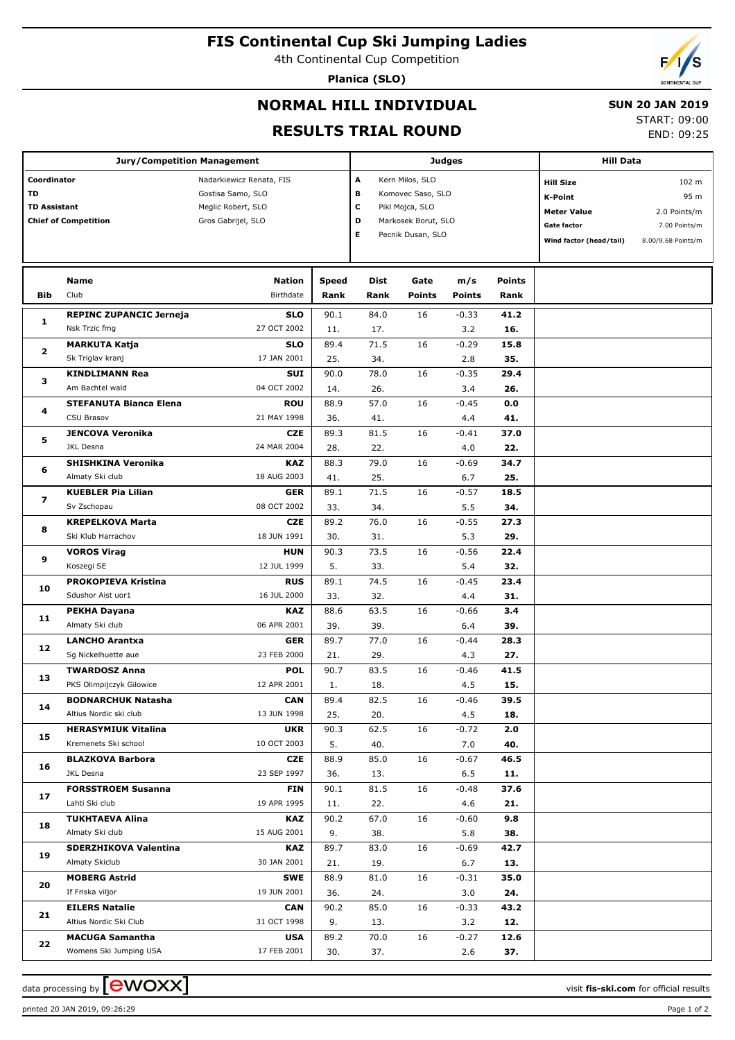# FIS Continental Cup Ski Jumping Ladies

4th Continental Cup Competition

**Planica (SLO)**

## NORMAL HILL INDIVIDUAL

## RESULTS TRIAL ROUND

**SUN 20 JAN 2019**

START: 09:00

END: 09:25

| Jury/Competition Management | |
|---|---|
| Coordinator | Nadarkiewicz Renata, FIS |
| TD | Gostisa Samo, SLO |
| TD Assistant | Meglic Robert, SLO |
| Chief of Competition | Gros Gabrijel, SLO |

| Judges | |
|---|---|
| A | Kern Milos, SLO |
| B | Komovec Saso, SLO |
| C | Pikl Mojca, SLO |
| D | Markosek Borut, SLO |
| E | Pecnik Dusan, SLO |

| Hill Data | |
|---|---|
| Hill Size | 102 m |
| K-Point | 95 m |
| Meter Value | 2.0 Points/m |
| Gate factor | 7.00 Points/m |
| Wind factor (head/tail) | 8.00/9.68 Points/m |

| Bib | Name / Club | Nation / Birthdate | Speed / Rank | Dist / Rank | Gate / Points | m/s / Points | Points / Rank |
|---|---|---|---|---|---|---|---|
| 1 | **REPINC ZUPANCIC Jerneja** | **SLO** | 90.1 | 84.0 | 16 | -0.33 | **41.2** |
| | Nsk Trzic fmg | 27 OCT 2002 | 11. | 17. | | 3.2 | **16.** |
| 2 | **MARKUTA Katja** | **SLO** | 89.4 | 71.5 | 16 | -0.29 | **15.8** |
| | Sk Triglav kranj | 17 JAN 2001 | 25. | 34. | | 2.8 | **35.** |
| 3 | **KINDLIMANN Rea** | **SUI** | 90.0 | 78.0 | 16 | -0.35 | **29.4** |
| | Am Bachtel wald | 04 OCT 2002 | 14. | 26. | | 3.4 | **26.** |
| 4 | **STEFANUTA Bianca Elena** | **ROU** | 88.9 | 57.0 | 16 | -0.45 | **0.0** |
| | CSU Brasov | 21 MAY 1998 | 36. | 41. | | 4.4 | **41.** |
| 5 | **JENCOVA Veronika** | **CZE** | 89.3 | 81.5 | 16 | -0.41 | **37.0** |
| | JKL Desna | 24 MAR 2004 | 28. | 22. | | 4.0 | **22.** |
| 6 | **SHISHKINA Veronika** | **KAZ** | 88.3 | 79.0 | 16 | -0.69 | **34.7** |
| | Almaty Ski club | 18 AUG 2003 | 41. | 25. | | 6.7 | **25.** |
| 7 | **KUEBLER Pia Lilian** | **GER** | 89.1 | 71.5 | 16 | -0.57 | **18.5** |
| | Sv Zschopau | 08 OCT 2002 | 33. | 34. | | 5.5 | **34.** |
| 8 | **KREPELKOVA Marta** | **CZE** | 89.2 | 76.0 | 16 | -0.55 | **27.3** |
| | Ski Klub Harrachov | 18 JUN 1991 | 30. | 31. | | 5.3 | **29.** |
| 9 | **VOROS Virag** | **HUN** | 90.3 | 73.5 | 16 | -0.56 | **22.4** |
| | Koszegi SE | 12 JUL 1999 | 5. | 33. | | 5.4 | **32.** |
| 10 | **PROKOPIEVA Kristina** | **RUS** | 89.1 | 74.5 | 16 | -0.45 | **23.4** |
| | Sdushor Aist uor1 | 16 JUL 2000 | 33. | 32. | | 4.4 | **31.** |
| 11 | **PEKHA Dayana** | **KAZ** | 88.6 | 63.5 | 16 | -0.66 | **3.4** |
| | Almaty Ski club | 06 APR 2001 | 39. | 39. | | 6.4 | **39.** |
| 12 | **LANCHO Arantxa** | **GER** | 89.7 | 77.0 | 16 | -0.44 | **28.3** |
| | Sg Nickelhuette aue | 23 FEB 2000 | 21. | 29. | | 4.3 | **27.** |
| 13 | **TWARDOSZ Anna** | **POL** | 90.7 | 83.5 | 16 | -0.46 | **41.5** |
| | PKS Olimpijczyk Gilowice | 12 APR 2001 | 1. | 18. | | 4.5 | **15.** |
| 14 | **BODNARCHUK Natasha** | **CAN** | 89.4 | 82.5 | 16 | -0.46 | **39.5** |
| | Altius Nordic ski club | 13 JUN 1998 | 25. | 20. | | 4.5 | **18.** |
| 15 | **HERASYMIUK Vitalina** | **UKR** | 90.3 | 62.5 | 16 | -0.72 | **2.0** |
| | Kremenets Ski school | 10 OCT 2003 | 5. | 40. | | 7.0 | **40.** |
| 16 | **BLAZKOVA Barbora** | **CZE** | 88.9 | 85.0 | 16 | -0.67 | **46.5** |
| | JKL Desna | 23 SEP 1997 | 36. | 13. | | 6.5 | **11.** |
| 17 | **FORSSTROEM Susanna** | **FIN** | 90.1 | 81.5 | 16 | -0.48 | **37.6** |
| | Lahti Ski club | 19 APR 1995 | 11. | 22. | | 4.6 | **21.** |
| 18 | **TUKHTAEVA Alina** | **KAZ** | 90.2 | 67.0 | 16 | -0.60 | **9.8** |
| | Almaty Ski club | 15 AUG 2001 | 9. | 38. | | 5.8 | **38.** |
| 19 | **SDERZHIKOVA Valentina** | **KAZ** | 89.7 | 83.0 | 16 | -0.69 | **42.7** |
| | Almaty Skiclub | 30 JAN 2001 | 21. | 19. | | 6.7 | **13.** |
| 20 | **MOBERG Astrid** | **SWE** | 88.9 | 81.0 | 16 | -0.31 | **35.0** |
| | If Friska viljor | 19 JUN 2001 | 36. | 24. | | 3.0 | **24.** |
| 21 | **EILERS Natalie** | **CAN** | 90.2 | 85.0 | 16 | -0.33 | **43.2** |
| | Altius Nordic Ski Club | 31 OCT 1998 | 9. | 13. | | 3.2 | **12.** |
| 22 | **MACUGA Samantha** | **USA** | 89.2 | 70.0 | 16 | -0.27 | **12.6** |
| | Womens Ski Jumping USA | 17 FEB 2001 | 30. | 37. | | 2.6 | **37.** |

data processing by ewoxx — visit **fis-ski.com** for official results

printed 20 JAN 2019, 09:26:29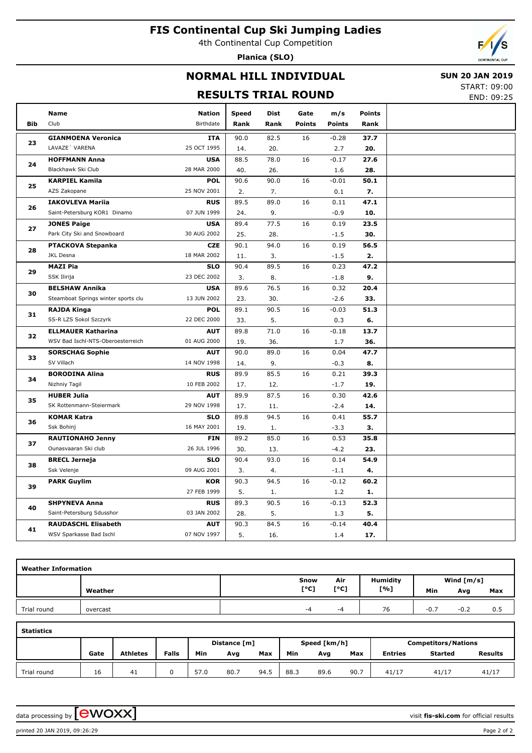# FIS Continental Cup Ski Jumping Ladies

4th Continental Cup Competition

**Planica (SLO)**

## NORMAL HILL INDIVIDUAL

**SUN 20 JAN 2019**

START: 09:00

END: 09:25

## RESULTS TRIAL ROUND

| Bib | Name / Club | Nation / Birthdate | Speed / Rank | Dist / Rank | Gate / Points | m/s / Points | Points / Rank |
|---|---|---|---|---|---|---|---|
| 23 | **GIANMOENA Veronica** | **ITA** | 90.0 | 82.5 | 16 | -0.28 | **37.7** |
| | LAVAZE´ VARENA | 25 OCT 1995 | 14. | 20. | | 2.7 | **20.** |
| 24 | **HOFFMANN Anna** | **USA** | 88.5 | 78.0 | 16 | -0.17 | **27.6** |
| | Blackhawk Ski Club | 28 MAR 2000 | 40. | 26. | | 1.6 | **28.** |
| 25 | **KARPIEL Kamila** | **POL** | 90.6 | 90.0 | 16 | -0.01 | **50.1** |
| | AZS Zakopane | 25 NOV 2001 | 2. | 7. | | 0.1 | **7.** |
| 26 | **IAKOVLEVA Mariia** | **RUS** | 89.5 | 89.0 | 16 | 0.11 | **47.1** |
| | Saint-Petersburg KOR1 Dinamo | 07 JUN 1999 | 24. | 9. | | -0.9 | **10.** |
| 27 | **JONES Paige** | **USA** | 89.4 | 77.5 | 16 | 0.19 | **23.5** |
| | Park City Ski and Snowboard | 30 AUG 2002 | 25. | 28. | | -1.5 | **30.** |
| 28 | **PTACKOVA Stepanka** | **CZE** | 90.1 | 94.0 | 16 | 0.19 | **56.5** |
| | JKL Desna | 18 MAR 2002 | 11. | 3. | | -1.5 | **2.** |
| 29 | **MAZI Pia** | **SLO** | 90.4 | 89.5 | 16 | 0.23 | **47.2** |
| | SSK Ilirija | 23 DEC 2002 | 3. | 8. | | -1.8 | **9.** |
| 30 | **BELSHAW Annika** | **USA** | 89.6 | 76.5 | 16 | 0.32 | **20.4** |
| | Steamboat Springs winter sports clu | 13 JUN 2002 | 23. | 30. | | -2.6 | **33.** |
| 31 | **RAJDA Kinga** | **POL** | 89.1 | 90.5 | 16 | -0.03 | **51.3** |
| | SS-R LZS Sokol Szczyrk | 22 DEC 2000 | 33. | 5. | | 0.3 | **6.** |
| 32 | **ELLMAUER Katharina** | **AUT** | 89.8 | 71.0 | 16 | -0.18 | **13.7** |
| | WSV Bad Ischl-NTS-Oberoesterreich | 01 AUG 2000 | 19. | 36. | | 1.7 | **36.** |
| 33 | **SORSCHAG Sophie** | **AUT** | 90.0 | 89.0 | 16 | 0.04 | **47.7** |
| | SV Villach | 14 NOV 1998 | 14. | 9. | | -0.3 | **8.** |
| 34 | **BORODINA Alina** | **RUS** | 89.9 | 85.5 | 16 | 0.21 | **39.3** |
| | Nizhniy Tagil | 10 FEB 2002 | 17. | 12. | | -1.7 | **19.** |
| 35 | **HUBER Julia** | **AUT** | 89.9 | 87.5 | 16 | 0.30 | **42.6** |
| | SK Rottenmann-Steiermark | 29 NOV 1998 | 17. | 11. | | -2.4 | **14.** |
| 36 | **KOMAR Katra** | **SLO** | 89.8 | 94.5 | 16 | 0.41 | **55.7** |
| | Ssk Bohinj | 16 MAY 2001 | 19. | 1. | | -3.3 | **3.** |
| 37 | **RAUTIONAHO Jenny** | **FIN** | 89.2 | 85.0 | 16 | 0.53 | **35.8** |
| | Ounasvaaran Ski club | 26 JUL 1996 | 30. | 13. | | -4.2 | **23.** |
| 38 | **BRECL Jerneja** | **SLO** | 90.4 | 93.0 | 16 | 0.14 | **54.9** |
| | Ssk Velenje | 09 AUG 2001 | 3. | 4. | | -1.1 | **4.** |
| 39 | **PARK Guylim** | **KOR** | 90.3 | 94.5 | 16 | -0.12 | **60.2** |
| | | 27 FEB 1999 | 5. | 1. | | 1.2 | **1.** |
| 40 | **SHPYNEVA Anna** | **RUS** | 89.3 | 90.5 | 16 | -0.13 | **52.3** |
| | Saint-Petersburg Sdusshor | 03 JAN 2002 | 28. | 5. | | 1.3 | **5.** |
| 41 | **RAUDASCHL Elisabeth** | **AUT** | 90.3 | 84.5 | 16 | -0.14 | **40.4** |
| | WSV Sparkasse Bad Ischl | 07 NOV 1997 | 5. | 16. | | 1.4 | **17.** |

**Weather Information**

| | Weather | Snow [°C] | Air [°C] | Humidity [%] | Wind [m/s] Min | Avg | Max |
|---|---|---|---|---|---|---|---|
| Trial round | overcast | -4 | -4 | 76 | -0.7 | -0.2 | 0.5 |

**Statistics**

| | Gate | Athletes | Falls | Distance [m] Min | Avg | Max | Speed [km/h] Min | Avg | Max | Competitors/Nations Entries | Started | Results |
|---|---|---|---|---|---|---|---|---|---|---|---|---|
| Trial round | 16 | 41 | 0 | 57.0 | 80.7 | 94.5 | 88.3 | 89.6 | 90.7 | 41/17 | 41/17 | 41/17 |

data processing by ewoxx

visit **fis-ski.com** for official results

printed 20 JAN 2019, 09:26:29